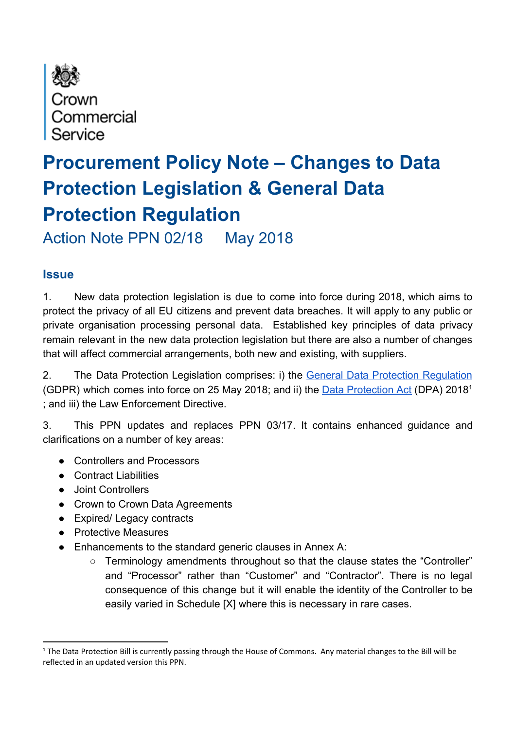Crown Commercial Service

# Procurement Policy Note – Changes to Data Protection Legislation & General Data Protection Regulation

Action Note PPN 02/18 May 2018

## Issue

1. New data protection legislation is due to come into force during 2018, which aims to protect the privacy of all EU citizens and prevent data breaches. It will apply to any public or private organisation processing personal data. Established key principles of data privacy remain relevant in the new data protection legislation but there are also a number of changes that will affect commercial arrangements, both new and existing, with suppliers.

2. The Data Protection Legislation comprises: i) the General Data Protection Regulation (GDPR) which comes into force on 25 May 2018; and ii) the Data Protection Act (DPA) 2018[1] ; and iii) the Law Enforcement Directive.

3. This PPN updates and replaces PPN 03/17. It contains enhanced guidance and clarifications on a number of key areas:

- Controllers and Processors
- Contract Liabilities
- Joint Controllers
- Crown to Crown Data Agreements
- Expired/ Legacy contracts
- Protective Measures
- Enhancements to the standard generic clauses in Annex A:
  - Terminology amendments throughout so that the clause states the "Controller" and "Processor" rather than "Customer" and "Contractor". There is no legal consequence of this change but it will enable the identity of the Controller to be easily varied in Schedule [X] where this is necessary in rare cases.

[1] The Data Protection Bill is currently passing through the House of Commons. Any material changes to the Bill will be reflected in an updated version this PPN.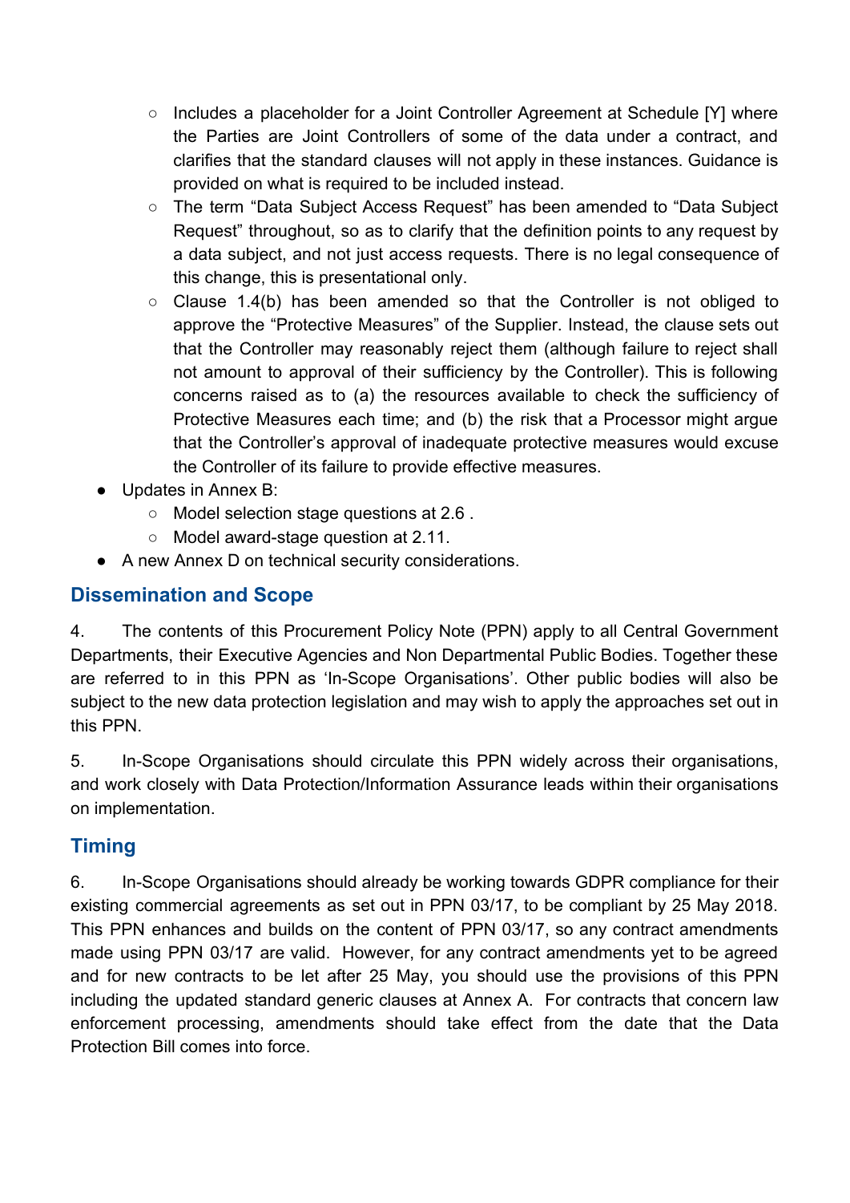- Includes a placeholder for a Joint Controller Agreement at Schedule [Y] where the Parties are Joint Controllers of some of the data under a contract, and clarifies that the standard clauses will not apply in these instances. Guidance is provided on what is required to be included instead.
    - The term "Data Subject Access Request" has been amended to "Data Subject Request" throughout, so as to clarify that the definition points to any request by a data subject, and not just access requests. There is no legal consequence of this change, this is presentational only.
    - Clause 1.4(b) has been amended so that the Controller is not obliged to approve the "Protective Measures" of the Supplier. Instead, the clause sets out that the Controller may reasonably reject them (although failure to reject shall not amount to approval of their sufficiency by the Controller). This is following concerns raised as to (a) the resources available to check the sufficiency of Protective Measures each time; and (b) the risk that a Processor might argue that the Controller's approval of inadequate protective measures would excuse the Controller of its failure to provide effective measures.
- Updates in Annex B:
    - Model selection stage questions at 2.6 .
    - Model award-stage question at 2.11.
- A new Annex D on technical security considerations.

## Dissemination and Scope

4. The contents of this Procurement Policy Note (PPN) apply to all Central Government Departments, their Executive Agencies and Non Departmental Public Bodies. Together these are referred to in this PPN as 'In-Scope Organisations'. Other public bodies will also be subject to the new data protection legislation and may wish to apply the approaches set out in this PPN.

5. In-Scope Organisations should circulate this PPN widely across their organisations, and work closely with Data Protection/Information Assurance leads within their organisations on implementation.

## Timing

6. In-Scope Organisations should already be working towards GDPR compliance for their existing commercial agreements as set out in PPN 03/17, to be compliant by 25 May 2018. This PPN enhances and builds on the content of PPN 03/17, so any contract amendments made using PPN 03/17 are valid. However, for any contract amendments yet to be agreed and for new contracts to be let after 25 May, you should use the provisions of this PPN including the updated standard generic clauses at Annex A. For contracts that concern law enforcement processing, amendments should take effect from the date that the Data Protection Bill comes into force.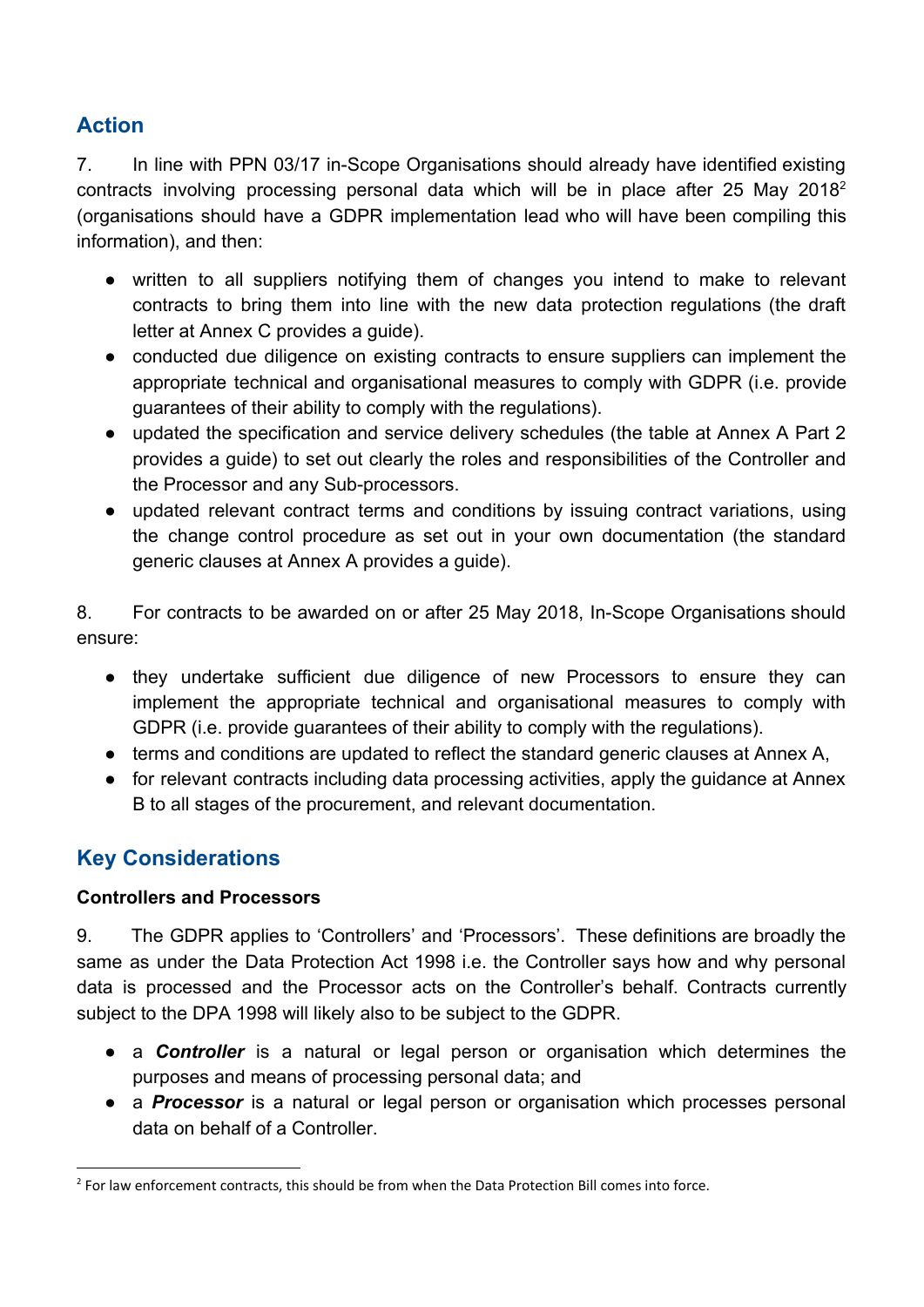## Action

7. In line with PPN 03/17 in-Scope Organisations should already have identified existing contracts involving processing personal data which will be in place after 25 May 2018[2] (organisations should have a GDPR implementation lead who will have been compiling this information), and then:

- written to all suppliers notifying them of changes you intend to make to relevant contracts to bring them into line with the new data protection regulations (the draft letter at Annex C provides a guide).
- conducted due diligence on existing contracts to ensure suppliers can implement the appropriate technical and organisational measures to comply with GDPR (i.e. provide guarantees of their ability to comply with the regulations).
- updated the specification and service delivery schedules (the table at Annex A Part 2 provides a guide) to set out clearly the roles and responsibilities of the Controller and the Processor and any Sub-processors.
- updated relevant contract terms and conditions by issuing contract variations, using the change control procedure as set out in your own documentation (the standard generic clauses at Annex A provides a guide).

8. For contracts to be awarded on or after 25 May 2018, In-Scope Organisations should ensure:

- they undertake sufficient due diligence of new Processors to ensure they can implement the appropriate technical and organisational measures to comply with GDPR (i.e. provide guarantees of their ability to comply with the regulations).
- terms and conditions are updated to reflect the standard generic clauses at Annex A,
- for relevant contracts including data processing activities, apply the guidance at Annex B to all stages of the procurement, and relevant documentation.

## Key Considerations

### Controllers and Processors

9. The GDPR applies to 'Controllers' and 'Processors'. These definitions are broadly the same as under the Data Protection Act 1998 i.e. the Controller says how and why personal data is processed and the Processor acts on the Controller's behalf. Contracts currently subject to the DPA 1998 will likely also to be subject to the GDPR.

- a ***Controller*** is a natural or legal person or organisation which determines the purposes and means of processing personal data; and
- a ***Processor*** is a natural or legal person or organisation which processes personal data on behalf of a Controller.

[2] For law enforcement contracts, this should be from when the Data Protection Bill comes into force.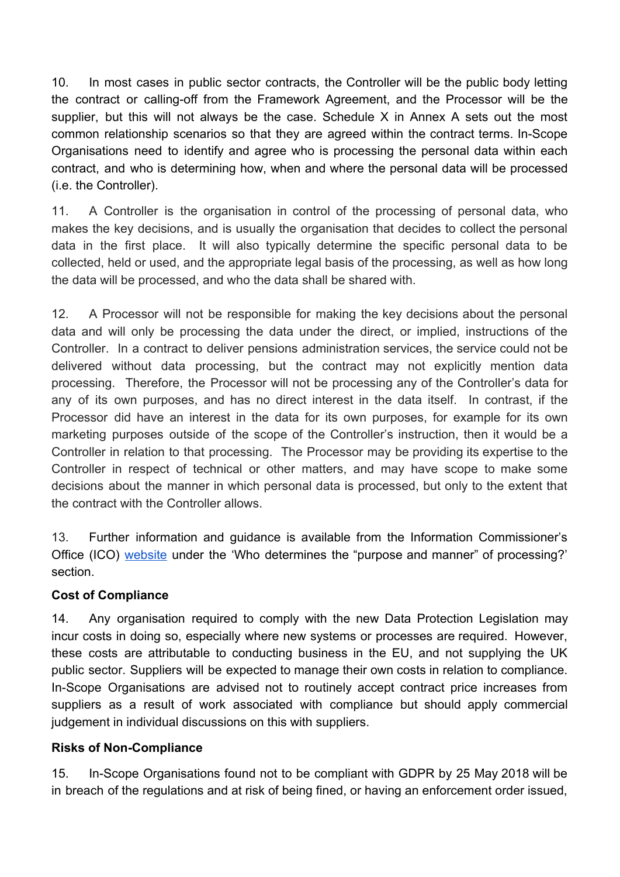10. In most cases in public sector contracts, the Controller will be the public body letting the contract or calling-off from the Framework Agreement, and the Processor will be the supplier, but this will not always be the case. Schedule X in Annex A sets out the most common relationship scenarios so that they are agreed within the contract terms. In-Scope Organisations need to identify and agree who is processing the personal data within each contract, and who is determining how, when and where the personal data will be processed (i.e. the Controller).

11. A Controller is the organisation in control of the processing of personal data, who makes the key decisions, and is usually the organisation that decides to collect the personal data in the first place. It will also typically determine the specific personal data to be collected, held or used, and the appropriate legal basis of the processing, as well as how long the data will be processed, and who the data shall be shared with.

12. A Processor will not be responsible for making the key decisions about the personal data and will only be processing the data under the direct, or implied, instructions of the Controller. In a contract to deliver pensions administration services, the service could not be delivered without data processing, but the contract may not explicitly mention data processing. Therefore, the Processor will not be processing any of the Controller's data for any of its own purposes, and has no direct interest in the data itself. In contrast, if the Processor did have an interest in the data for its own purposes, for example for its own marketing purposes outside of the scope of the Controller's instruction, then it would be a Controller in relation to that processing. The Processor may be providing its expertise to the Controller in respect of technical or other matters, and may have scope to make some decisions about the manner in which personal data is processed, but only to the extent that the contract with the Controller allows.

13. Further information and guidance is available from the Information Commissioner's Office (ICO) website under the 'Who determines the "purpose and manner" of processing?' section.

**Cost of Compliance**

14. Any organisation required to comply with the new Data Protection Legislation may incur costs in doing so, especially where new systems or processes are required. However, these costs are attributable to conducting business in the EU, and not supplying the UK public sector. Suppliers will be expected to manage their own costs in relation to compliance. In-Scope Organisations are advised not to routinely accept contract price increases from suppliers as a result of work associated with compliance but should apply commercial judgement in individual discussions on this with suppliers.

**Risks of Non-Compliance**

15. In-Scope Organisations found not to be compliant with GDPR by 25 May 2018 will be in breach of the regulations and at risk of being fined, or having an enforcement order issued,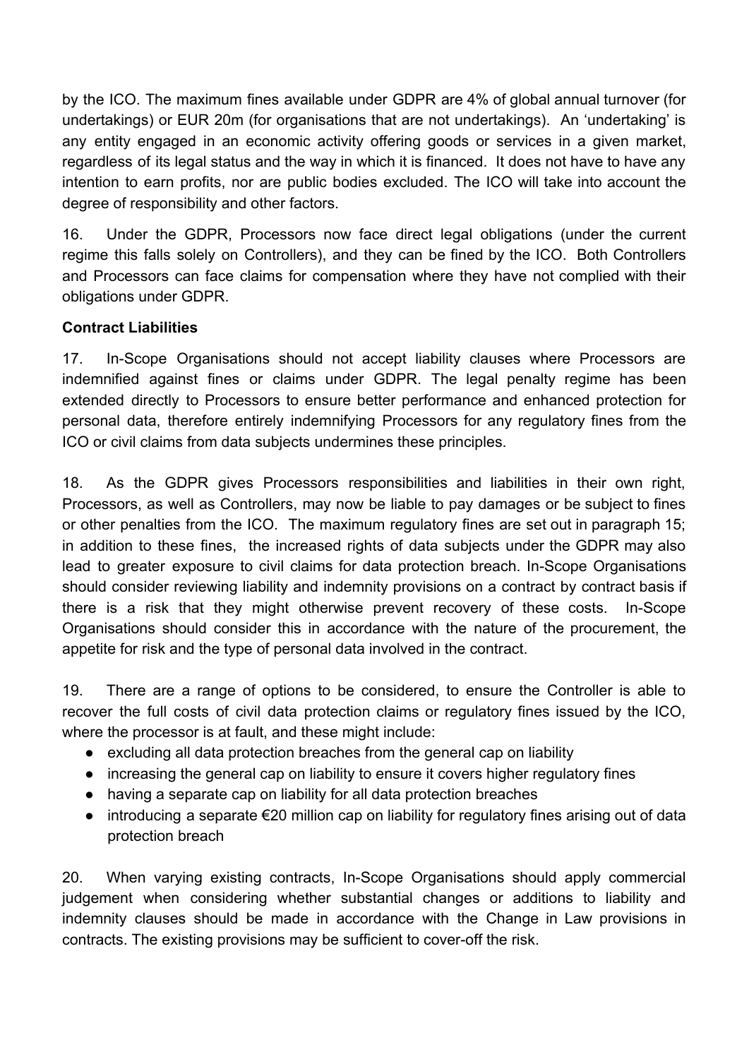by the ICO. The maximum fines available under GDPR are 4% of global annual turnover (for undertakings) or EUR 20m (for organisations that are not undertakings). An 'undertaking' is any entity engaged in an economic activity offering goods or services in a given market, regardless of its legal status and the way in which it is financed. It does not have to have any intention to earn profits, nor are public bodies excluded. The ICO will take into account the degree of responsibility and other factors.

16. Under the GDPR, Processors now face direct legal obligations (under the current regime this falls solely on Controllers), and they can be fined by the ICO. Both Controllers and Processors can face claims for compensation where they have not complied with their obligations under GDPR.

**Contract Liabilities**

17. In-Scope Organisations should not accept liability clauses where Processors are indemnified against fines or claims under GDPR. The legal penalty regime has been extended directly to Processors to ensure better performance and enhanced protection for personal data, therefore entirely indemnifying Processors for any regulatory fines from the ICO or civil claims from data subjects undermines these principles.

18. As the GDPR gives Processors responsibilities and liabilities in their own right, Processors, as well as Controllers, may now be liable to pay damages or be subject to fines or other penalties from the ICO. The maximum regulatory fines are set out in paragraph 15; in addition to these fines, the increased rights of data subjects under the GDPR may also lead to greater exposure to civil claims for data protection breach. In-Scope Organisations should consider reviewing liability and indemnity provisions on a contract by contract basis if there is a risk that they might otherwise prevent recovery of these costs. In-Scope Organisations should consider this in accordance with the nature of the procurement, the appetite for risk and the type of personal data involved in the contract.

19. There are a range of options to be considered, to ensure the Controller is able to recover the full costs of civil data protection claims or regulatory fines issued by the ICO, where the processor is at fault, and these might include:

- excluding all data protection breaches from the general cap on liability
- increasing the general cap on liability to ensure it covers higher regulatory fines
- having a separate cap on liability for all data protection breaches
- introducing a separate €20 million cap on liability for regulatory fines arising out of data protection breach

20. When varying existing contracts, In-Scope Organisations should apply commercial judgement when considering whether substantial changes or additions to liability and indemnity clauses should be made in accordance with the Change in Law provisions in contracts. The existing provisions may be sufficient to cover-off the risk.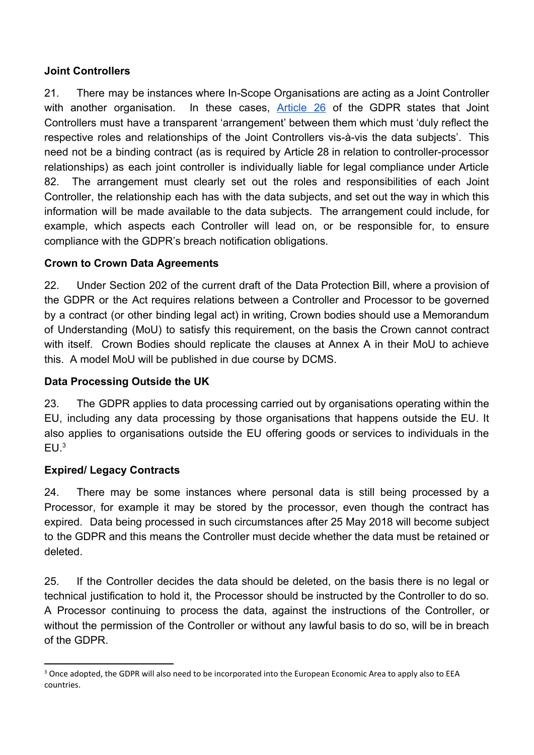**Joint Controllers**

21. There may be instances where In-Scope Organisations are acting as a Joint Controller with another organisation. In these cases, [Article 26](#) of the GDPR states that Joint Controllers must have a transparent 'arrangement' between them which must 'duly reflect the respective roles and relationships of the Joint Controllers vis-à-vis the data subjects'. This need not be a binding contract (as is required by Article 28 in relation to controller-processor relationships) as each joint controller is individually liable for legal compliance under Article 82. The arrangement must clearly set out the roles and responsibilities of each Joint Controller, the relationship each has with the data subjects, and set out the way in which this information will be made available to the data subjects. The arrangement could include, for example, which aspects each Controller will lead on, or be responsible for, to ensure compliance with the GDPR's breach notification obligations.

**Crown to Crown Data Agreements**

22. Under Section 202 of the current draft of the Data Protection Bill, where a provision of the GDPR or the Act requires relations between a Controller and Processor to be governed by a contract (or other binding legal act) in writing, Crown bodies should use a Memorandum of Understanding (MoU) to satisfy this requirement, on the basis the Crown cannot contract with itself. Crown Bodies should replicate the clauses at Annex A in their MoU to achieve this. A model MoU will be published in due course by DCMS.

**Data Processing Outside the UK**

23. The GDPR applies to data processing carried out by organisations operating within the EU, including any data processing by those organisations that happens outside the EU. It also applies to organisations outside the EU offering goods or services to individuals in the EU.[3]

**Expired/ Legacy Contracts**

24. There may be some instances where personal data is still being processed by a Processor, for example it may be stored by the processor, even though the contract has expired. Data being processed in such circumstances after 25 May 2018 will become subject to the GDPR and this means the Controller must decide whether the data must be retained or deleted.

25. If the Controller decides the data should be deleted, on the basis there is no legal or technical justification to hold it, the Processor should be instructed by the Controller to do so. A Processor continuing to process the data, against the instructions of the Controller, or without the permission of the Controller or without any lawful basis to do so, will be in breach of the GDPR.

---

[3] Once adopted, the GDPR will also need to be incorporated into the European Economic Area to apply also to EEA countries.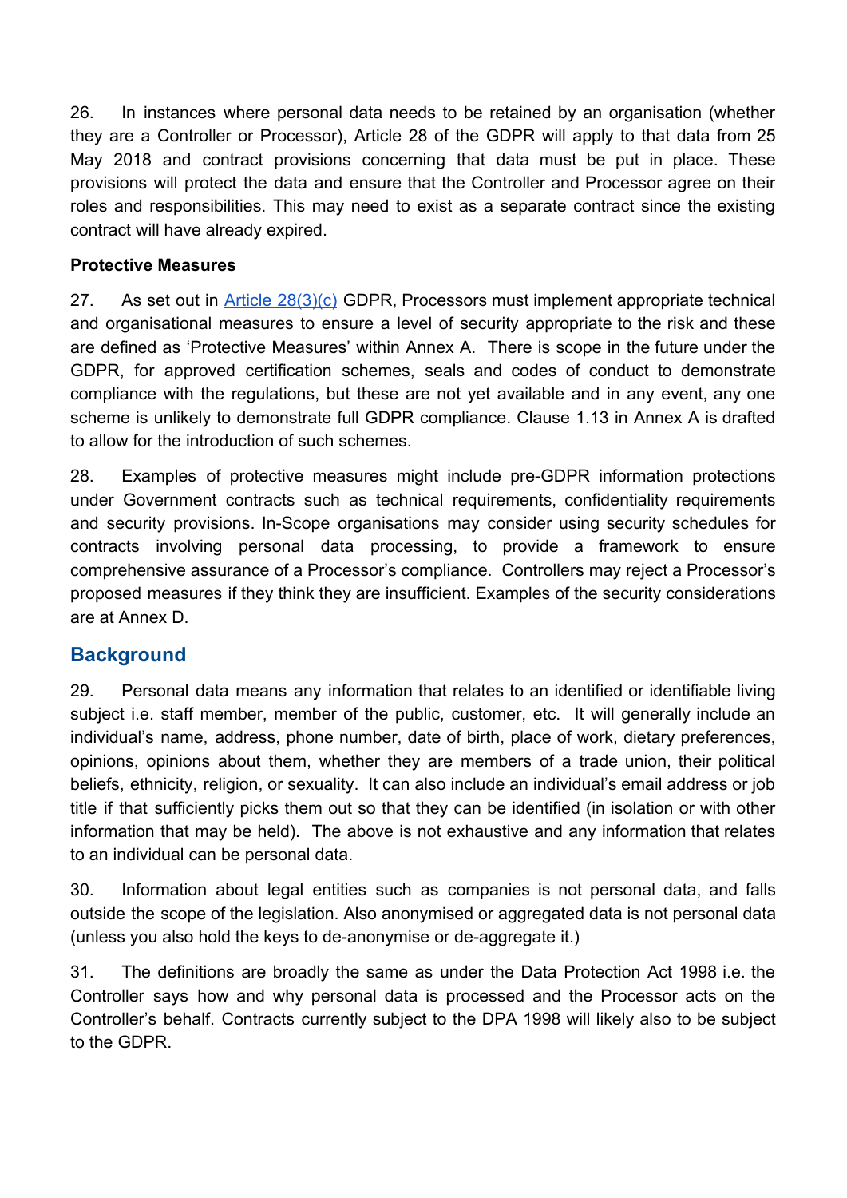26. In instances where personal data needs to be retained by an organisation (whether they are a Controller or Processor), Article 28 of the GDPR will apply to that data from 25 May 2018 and contract provisions concerning that data must be put in place. These provisions will protect the data and ensure that the Controller and Processor agree on their roles and responsibilities. This may need to exist as a separate contract since the existing contract will have already expired.

**Protective Measures**

27. As set out in [Article 28(3)(c)](#) GDPR, Processors must implement appropriate technical and organisational measures to ensure a level of security appropriate to the risk and these are defined as 'Protective Measures' within Annex A. There is scope in the future under the GDPR, for approved certification schemes, seals and codes of conduct to demonstrate compliance with the regulations, but these are not yet available and in any event, any one scheme is unlikely to demonstrate full GDPR compliance. Clause 1.13 in Annex A is drafted to allow for the introduction of such schemes.

28. Examples of protective measures might include pre-GDPR information protections under Government contracts such as technical requirements, confidentiality requirements and security provisions. In-Scope organisations may consider using security schedules for contracts involving personal data processing, to provide a framework to ensure comprehensive assurance of a Processor's compliance. Controllers may reject a Processor's proposed measures if they think they are insufficient. Examples of the security considerations are at Annex D.

## Background

29. Personal data means any information that relates to an identified or identifiable living subject i.e. staff member, member of the public, customer, etc. It will generally include an individual's name, address, phone number, date of birth, place of work, dietary preferences, opinions, opinions about them, whether they are members of a trade union, their political beliefs, ethnicity, religion, or sexuality. It can also include an individual's email address or job title if that sufficiently picks them out so that they can be identified (in isolation or with other information that may be held). The above is not exhaustive and any information that relates to an individual can be personal data.

30. Information about legal entities such as companies is not personal data, and falls outside the scope of the legislation. Also anonymised or aggregated data is not personal data (unless you also hold the keys to de-anonymise or de-aggregate it.)

31. The definitions are broadly the same as under the Data Protection Act 1998 i.e. the Controller says how and why personal data is processed and the Processor acts on the Controller's behalf. Contracts currently subject to the DPA 1998 will likely also to be subject to the GDPR.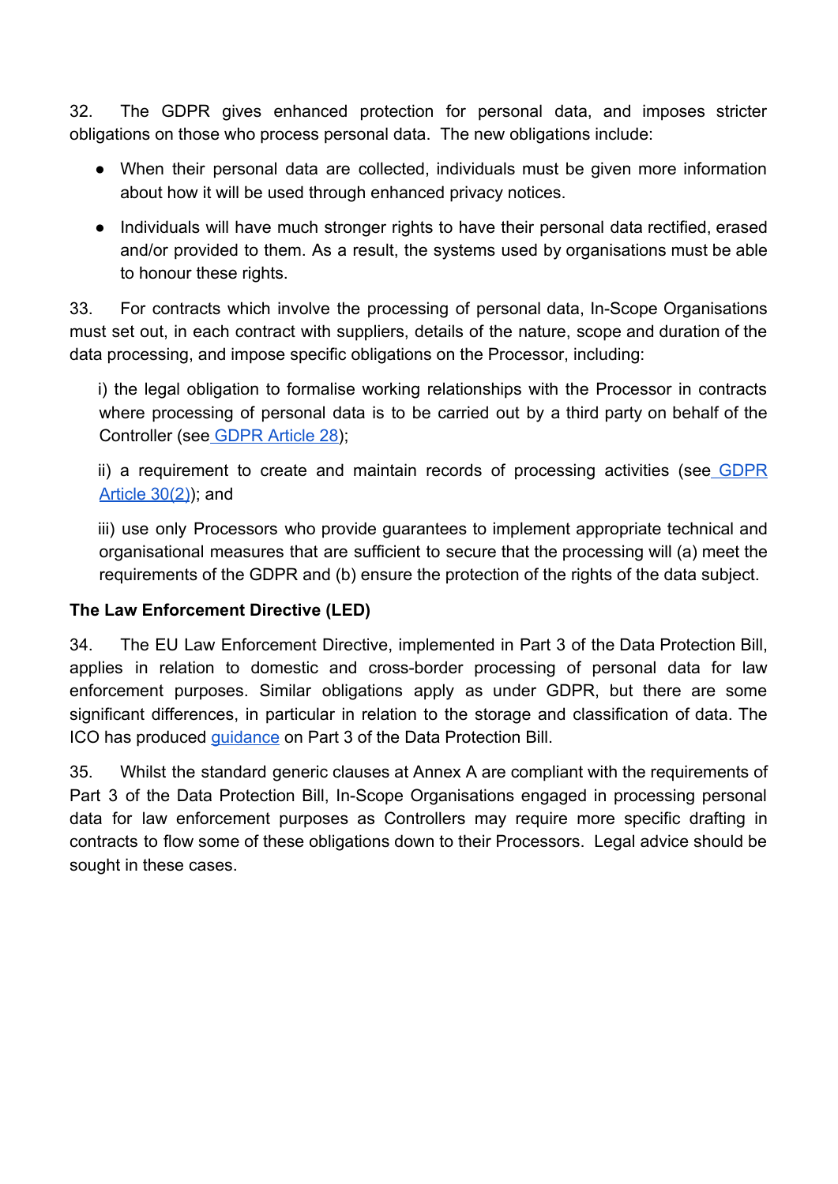32. The GDPR gives enhanced protection for personal data, and imposes stricter obligations on those who process personal data. The new obligations include:

- When their personal data are collected, individuals must be given more information about how it will be used through enhanced privacy notices.
- Individuals will have much stronger rights to have their personal data rectified, erased and/or provided to them. As a result, the systems used by organisations must be able to honour these rights.

33. For contracts which involve the processing of personal data, In-Scope Organisations must set out, in each contract with suppliers, details of the nature, scope and duration of the data processing, and impose specific obligations on the Processor, including:

i) the legal obligation to formalise working relationships with the Processor in contracts where processing of personal data is to be carried out by a third party on behalf of the Controller (see GDPR Article 28);

ii) a requirement to create and maintain records of processing activities (see GDPR Article 30(2)); and

iii) use only Processors who provide guarantees to implement appropriate technical and organisational measures that are sufficient to secure that the processing will (a) meet the requirements of the GDPR and (b) ensure the protection of the rights of the data subject.

**The Law Enforcement Directive (LED)**

34. The EU Law Enforcement Directive, implemented in Part 3 of the Data Protection Bill, applies in relation to domestic and cross-border processing of personal data for law enforcement purposes. Similar obligations apply as under GDPR, but there are some significant differences, in particular in relation to the storage and classification of data. The ICO has produced guidance on Part 3 of the Data Protection Bill.

35. Whilst the standard generic clauses at Annex A are compliant with the requirements of Part 3 of the Data Protection Bill, In-Scope Organisations engaged in processing personal data for law enforcement purposes as Controllers may require more specific drafting in contracts to flow some of these obligations down to their Processors. Legal advice should be sought in these cases.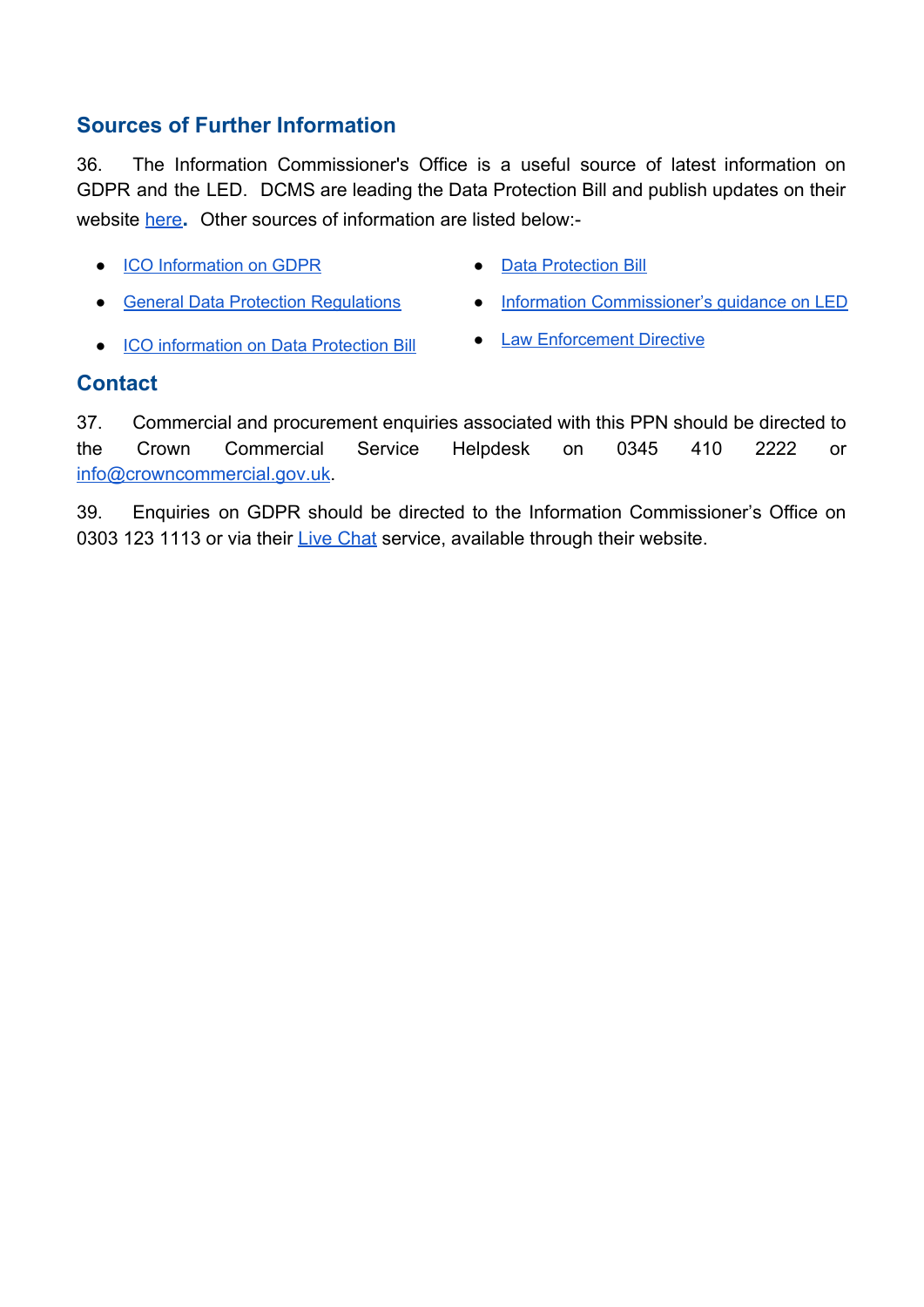## Sources of Further Information

36. The Information Commissioner's Office is a useful source of latest information on GDPR and the LED. DCMS are leading the Data Protection Bill and publish updates on their website here. Other sources of information are listed below:-

- ICO Information on GDPR
- General Data Protection Regulations
- ICO information on Data Protection Bill
- Data Protection Bill
- Information Commissioner's guidance on LED
- Law Enforcement Directive

## Contact

37. Commercial and procurement enquiries associated with this PPN should be directed to the Crown Commercial Service Helpdesk on 0345 410 2222 or info@crowncommercial.gov.uk.

39. Enquiries on GDPR should be directed to the Information Commissioner's Office on 0303 123 1113 or via their Live Chat service, available through their website.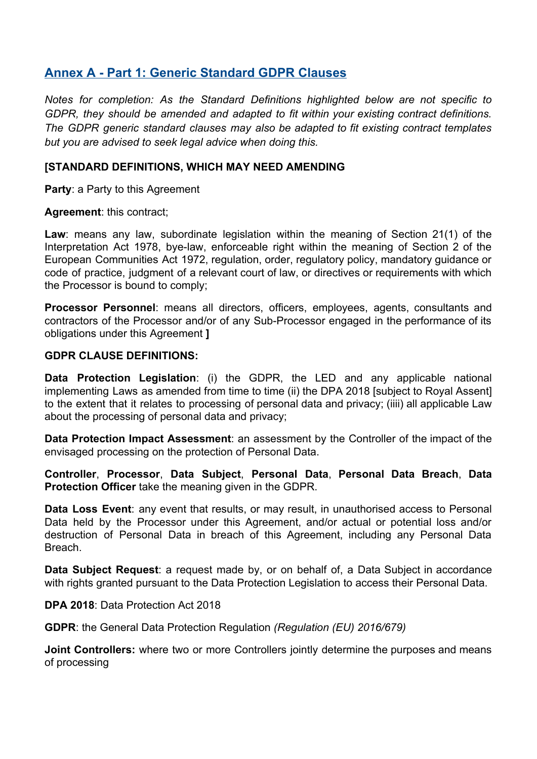## Annex A - Part 1: Generic Standard GDPR Clauses

*Notes for completion: As the Standard Definitions highlighted below are not specific to GDPR, they should be amended and adapted to fit within your existing contract definitions. The GDPR generic standard clauses may also be adapted to fit existing contract templates but you are advised to seek legal advice when doing this.*

**[STANDARD DEFINITIONS, WHICH MAY NEED AMENDING**

**Party**: a Party to this Agreement

**Agreement**: this contract;

**Law**: means any law, subordinate legislation within the meaning of Section 21(1) of the Interpretation Act 1978, bye-law, enforceable right within the meaning of Section 2 of the European Communities Act 1972, regulation, order, regulatory policy, mandatory guidance or code of practice, judgment of a relevant court of law, or directives or requirements with which the Processor is bound to comply;

**Processor Personnel**: means all directors, officers, employees, agents, consultants and contractors of the Processor and/or of any Sub-Processor engaged in the performance of its obligations under this Agreement **]**

**GDPR CLAUSE DEFINITIONS:**

**Data Protection Legislation**: (i) the GDPR, the LED and any applicable national implementing Laws as amended from time to time (ii) the DPA 2018 [subject to Royal Assent] to the extent that it relates to processing of personal data and privacy; (iiii) all applicable Law about the processing of personal data and privacy;

**Data Protection Impact Assessment**: an assessment by the Controller of the impact of the envisaged processing on the protection of Personal Data.

**Controller**, **Processor**, **Data Subject**, **Personal Data**, **Personal Data Breach**, **Data Protection Officer** take the meaning given in the GDPR.

**Data Loss Event**: any event that results, or may result, in unauthorised access to Personal Data held by the Processor under this Agreement, and/or actual or potential loss and/or destruction of Personal Data in breach of this Agreement, including any Personal Data Breach.

**Data Subject Request**: a request made by, or on behalf of, a Data Subject in accordance with rights granted pursuant to the Data Protection Legislation to access their Personal Data.

**DPA 2018**: Data Protection Act 2018

**GDPR**: the General Data Protection Regulation *(Regulation (EU) 2016/679)*

**Joint Controllers:** where two or more Controllers jointly determine the purposes and means of processing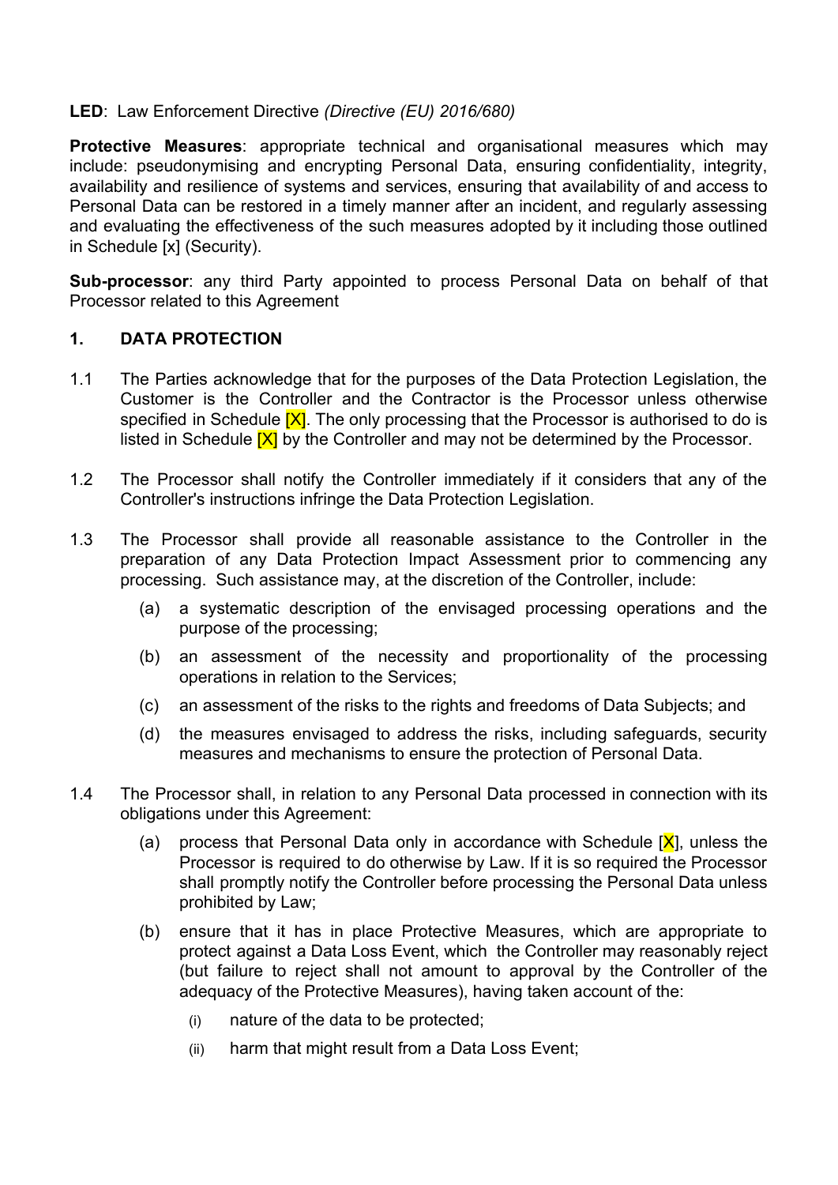**LED**: Law Enforcement Directive *(Directive (EU) 2016/680)*

**Protective Measures**: appropriate technical and organisational measures which may include: pseudonymising and encrypting Personal Data, ensuring confidentiality, integrity, availability and resilience of systems and services, ensuring that availability of and access to Personal Data can be restored in a timely manner after an incident, and regularly assessing and evaluating the effectiveness of the such measures adopted by it including those outlined in Schedule [x] (Security).

**Sub-processor**: any third Party appointed to process Personal Data on behalf of that Processor related to this Agreement

## 1. DATA PROTECTION

1.1 The Parties acknowledge that for the purposes of the Data Protection Legislation, the Customer is the Controller and the Contractor is the Processor unless otherwise specified in Schedule [X]. The only processing that the Processor is authorised to do is listed in Schedule [X] by the Controller and may not be determined by the Processor.

1.2 The Processor shall notify the Controller immediately if it considers that any of the Controller's instructions infringe the Data Protection Legislation.

1.3 The Processor shall provide all reasonable assistance to the Controller in the preparation of any Data Protection Impact Assessment prior to commencing any processing. Such assistance may, at the discretion of the Controller, include:

- (a) a systematic description of the envisaged processing operations and the purpose of the processing;
- (b) an assessment of the necessity and proportionality of the processing operations in relation to the Services;
- (c) an assessment of the risks to the rights and freedoms of Data Subjects; and
- (d) the measures envisaged to address the risks, including safeguards, security measures and mechanisms to ensure the protection of Personal Data.

1.4 The Processor shall, in relation to any Personal Data processed in connection with its obligations under this Agreement:

- (a) process that Personal Data only in accordance with Schedule [X], unless the Processor is required to do otherwise by Law. If it is so required the Processor shall promptly notify the Controller before processing the Personal Data unless prohibited by Law;
- (b) ensure that it has in place Protective Measures, which are appropriate to protect against a Data Loss Event, which the Controller may reasonably reject (but failure to reject shall not amount to approval by the Controller of the adequacy of the Protective Measures), having taken account of the:
  - (i) nature of the data to be protected;
  - (ii) harm that might result from a Data Loss Event;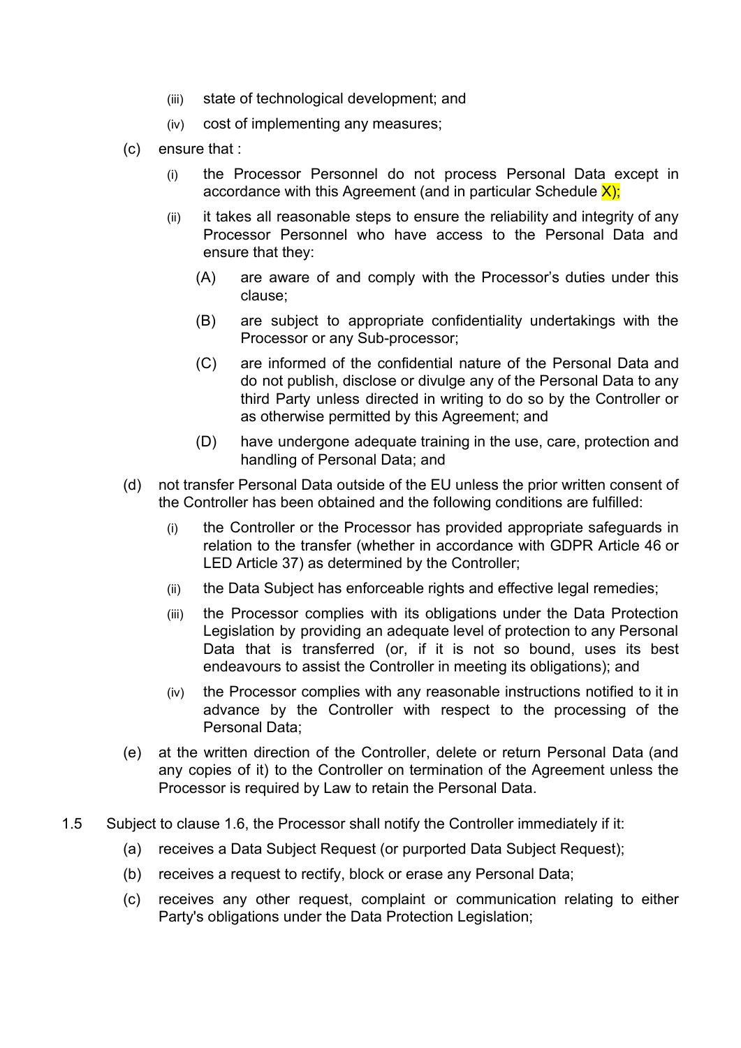(iii) state of technological development; and

(iv) cost of implementing any measures;

(c) ensure that :

(i) the Processor Personnel do not process Personal Data except in accordance with this Agreement (and in particular Schedule X);

(ii) it takes all reasonable steps to ensure the reliability and integrity of any Processor Personnel who have access to the Personal Data and ensure that they:

(A) are aware of and comply with the Processor's duties under this clause;

(B) are subject to appropriate confidentiality undertakings with the Processor or any Sub-processor;

(C) are informed of the confidential nature of the Personal Data and do not publish, disclose or divulge any of the Personal Data to any third Party unless directed in writing to do so by the Controller or as otherwise permitted by this Agreement; and

(D) have undergone adequate training in the use, care, protection and handling of Personal Data; and

(d) not transfer Personal Data outside of the EU unless the prior written consent of the Controller has been obtained and the following conditions are fulfilled:

(i) the Controller or the Processor has provided appropriate safeguards in relation to the transfer (whether in accordance with GDPR Article 46 or LED Article 37) as determined by the Controller;

(ii) the Data Subject has enforceable rights and effective legal remedies;

(iii) the Processor complies with its obligations under the Data Protection Legislation by providing an adequate level of protection to any Personal Data that is transferred (or, if it is not so bound, uses its best endeavours to assist the Controller in meeting its obligations); and

(iv) the Processor complies with any reasonable instructions notified to it in advance by the Controller with respect to the processing of the Personal Data;

(e) at the written direction of the Controller, delete or return Personal Data (and any copies of it) to the Controller on termination of the Agreement unless the Processor is required by Law to retain the Personal Data.

1.5 Subject to clause 1.6, the Processor shall notify the Controller immediately if it:

(a) receives a Data Subject Request (or purported Data Subject Request);

(b) receives a request to rectify, block or erase any Personal Data;

(c) receives any other request, complaint or communication relating to either Party's obligations under the Data Protection Legislation;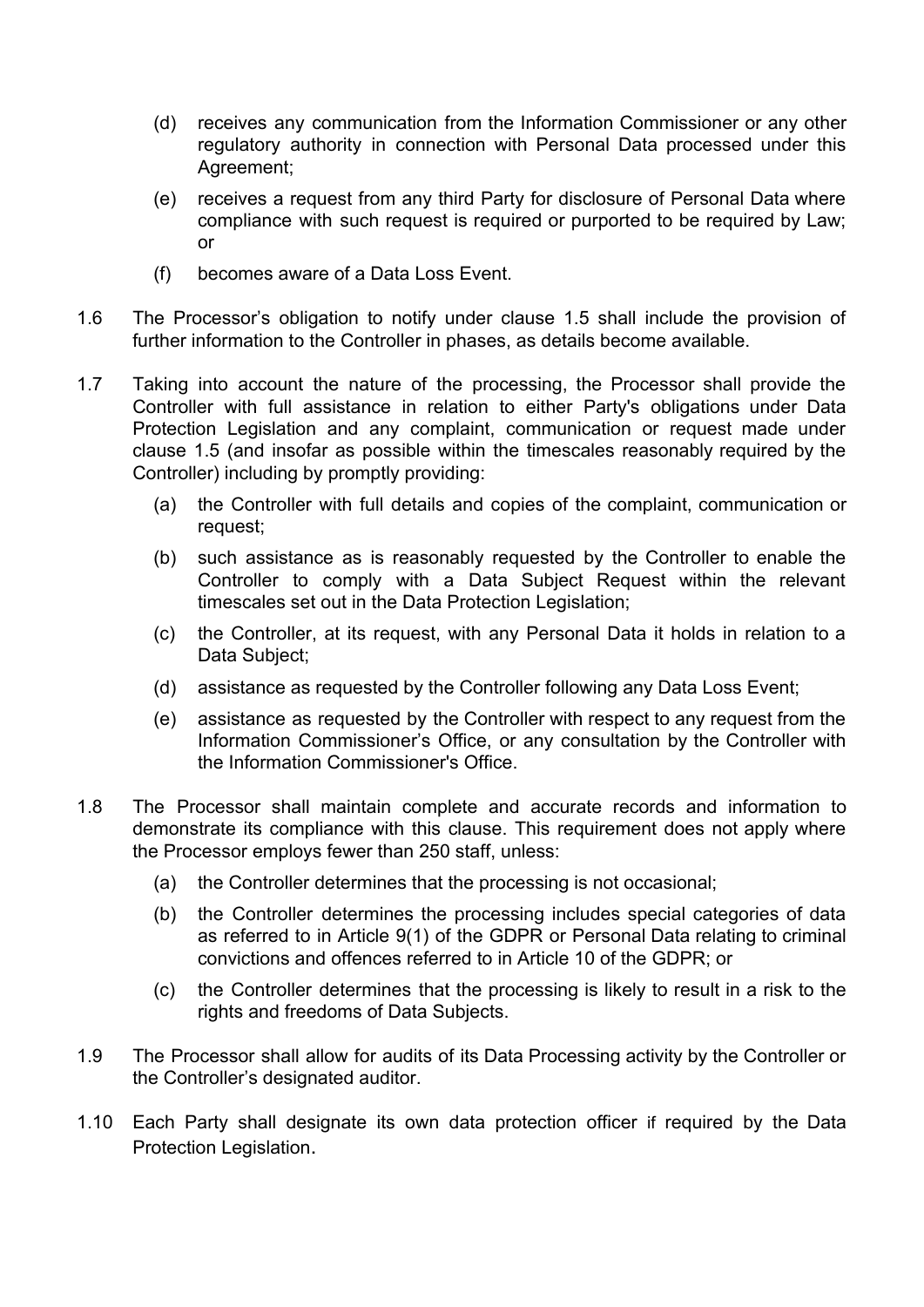(d) receives any communication from the Information Commissioner or any other regulatory authority in connection with Personal Data processed under this Agreement;

(e) receives a request from any third Party for disclosure of Personal Data where compliance with such request is required or purported to be required by Law; or

(f) becomes aware of a Data Loss Event.

1.6 The Processor's obligation to notify under clause 1.5 shall include the provision of further information to the Controller in phases, as details become available.

1.7 Taking into account the nature of the processing, the Processor shall provide the Controller with full assistance in relation to either Party's obligations under Data Protection Legislation and any complaint, communication or request made under clause 1.5 (and insofar as possible within the timescales reasonably required by the Controller) including by promptly providing:

(a) the Controller with full details and copies of the complaint, communication or request;

(b) such assistance as is reasonably requested by the Controller to enable the Controller to comply with a Data Subject Request within the relevant timescales set out in the Data Protection Legislation;

(c) the Controller, at its request, with any Personal Data it holds in relation to a Data Subject;

(d) assistance as requested by the Controller following any Data Loss Event;

(e) assistance as requested by the Controller with respect to any request from the Information Commissioner's Office, or any consultation by the Controller with the Information Commissioner's Office.

1.8 The Processor shall maintain complete and accurate records and information to demonstrate its compliance with this clause. This requirement does not apply where the Processor employs fewer than 250 staff, unless:

(a) the Controller determines that the processing is not occasional;

(b) the Controller determines the processing includes special categories of data as referred to in Article 9(1) of the GDPR or Personal Data relating to criminal convictions and offences referred to in Article 10 of the GDPR; or

(c) the Controller determines that the processing is likely to result in a risk to the rights and freedoms of Data Subjects.

1.9 The Processor shall allow for audits of its Data Processing activity by the Controller or the Controller's designated auditor.

1.10 Each Party shall designate its own data protection officer if required by the Data Protection Legislation.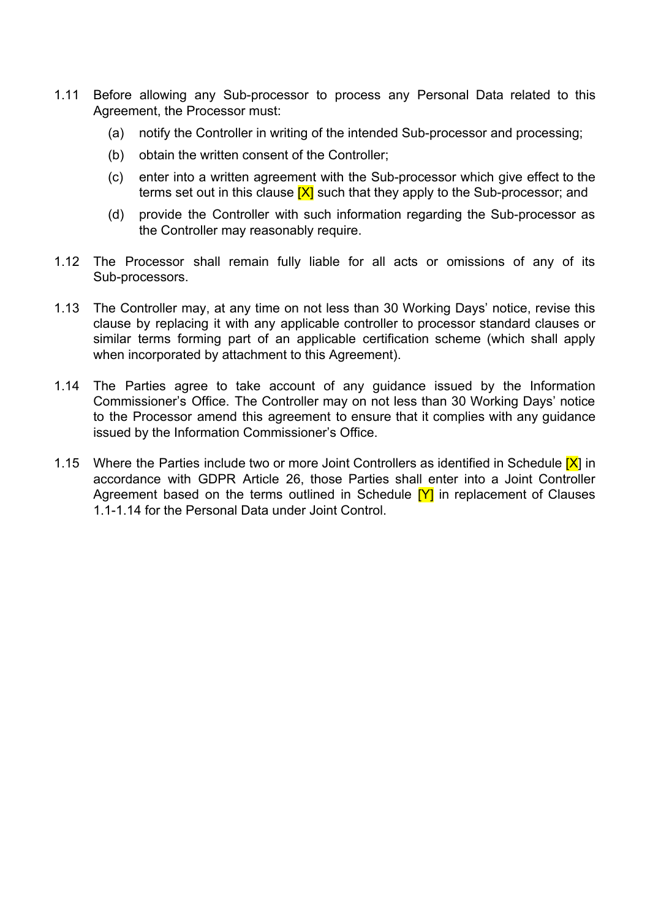1.11 Before allowing any Sub-processor to process any Personal Data related to this Agreement, the Processor must:

(a) notify the Controller in writing of the intended Sub-processor and processing;

(b) obtain the written consent of the Controller;

(c) enter into a written agreement with the Sub-processor which give effect to the terms set out in this clause [X] such that they apply to the Sub-processor; and

(d) provide the Controller with such information regarding the Sub-processor as the Controller may reasonably require.

1.12 The Processor shall remain fully liable for all acts or omissions of any of its Sub-processors.

1.13 The Controller may, at any time on not less than 30 Working Days' notice, revise this clause by replacing it with any applicable controller to processor standard clauses or similar terms forming part of an applicable certification scheme (which shall apply when incorporated by attachment to this Agreement).

1.14 The Parties agree to take account of any guidance issued by the Information Commissioner's Office. The Controller may on not less than 30 Working Days' notice to the Processor amend this agreement to ensure that it complies with any guidance issued by the Information Commissioner's Office.

1.15 Where the Parties include two or more Joint Controllers as identified in Schedule [X] in accordance with GDPR Article 26, those Parties shall enter into a Joint Controller Agreement based on the terms outlined in Schedule [Y] in replacement of Clauses 1.1-1.14 for the Personal Data under Joint Control.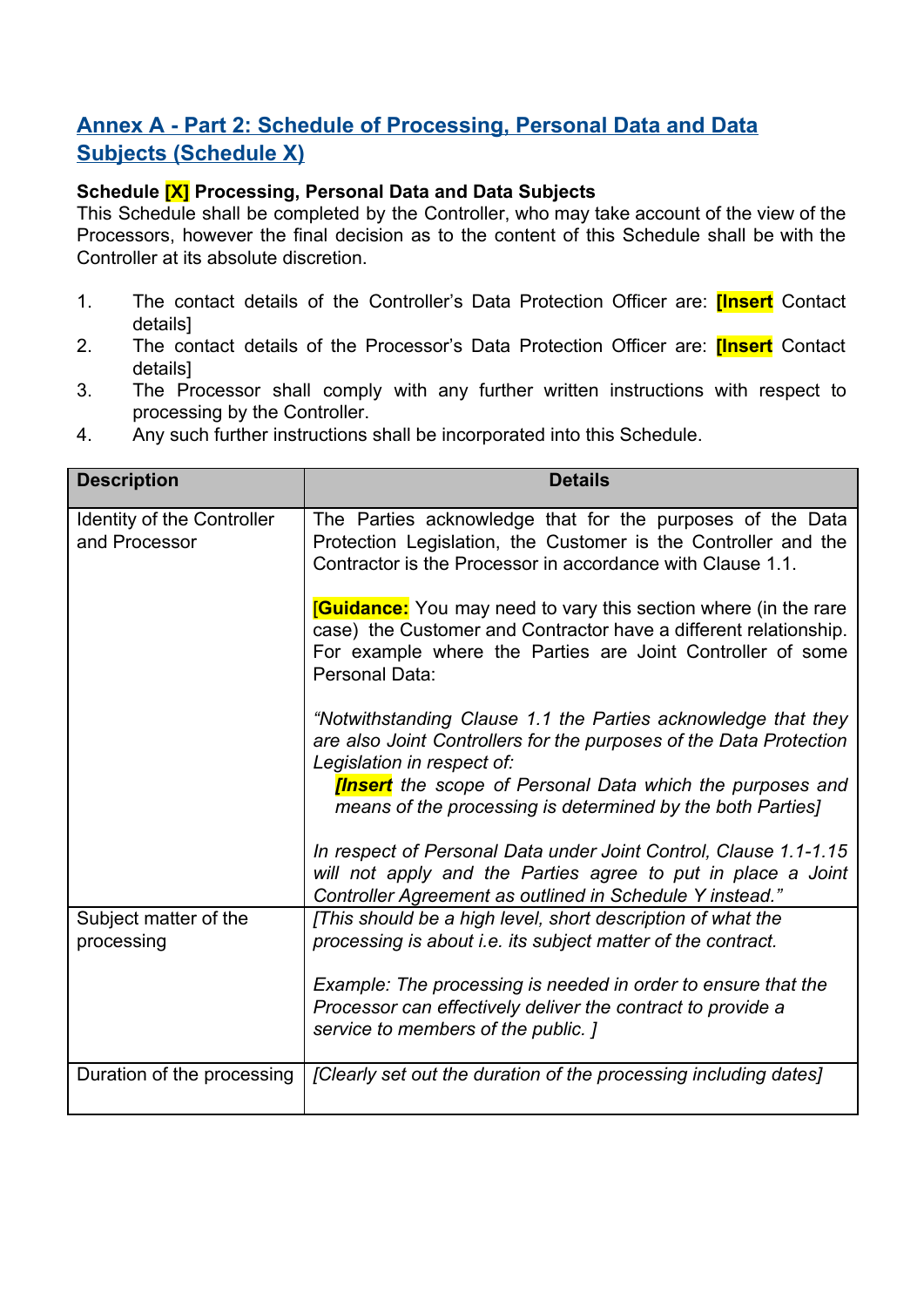## Annex A - Part 2: Schedule of Processing, Personal Data and Data Subjects (Schedule X)

**Schedule [X] Processing, Personal Data and Data Subjects**

This Schedule shall be completed by the Controller, who may take account of the view of the Processors, however the final decision as to the content of this Schedule shall be with the Controller at its absolute discretion.

1. The contact details of the Controller's Data Protection Officer are: **[Insert** Contact details]
2. The contact details of the Processor's Data Protection Officer are: **[Insert** Contact details]
3. The Processor shall comply with any further written instructions with respect to processing by the Controller.
4. Any such further instructions shall be incorporated into this Schedule.

| **Description** | **Details** |
|---|---|
| Identity of the Controller and Processor | The Parties acknowledge that for the purposes of the Data Protection Legislation, the Customer is the Controller and the Contractor is the Processor in accordance with Clause 1.1.<br><br>[**Guidance:** You may need to vary this section where (in the rare case) the Customer and Contractor have a different relationship. For example where the Parties are Joint Controller of some Personal Data:<br><br>*"Notwithstanding Clause 1.1 the Parties acknowledge that they are also Joint Controllers for the purposes of the Data Protection Legislation in respect of:*<br>***[Insert** the scope of Personal Data which the purposes and means of the processing is determined by the both Parties]*<br><br>*In respect of Personal Data under Joint Control, Clause 1.1-1.15 will not apply and the Parties agree to put in place a Joint Controller Agreement as outlined in Schedule Y instead."* |
| Subject matter of the processing | *[This should be a high level, short description of what the processing is about i.e. its subject matter of the contract.*<br><br>*Example: The processing is needed in order to ensure that the Processor can effectively deliver the contract to provide a service to members of the public. ]* |
| Duration of the processing | *[Clearly set out the duration of the processing including dates]* |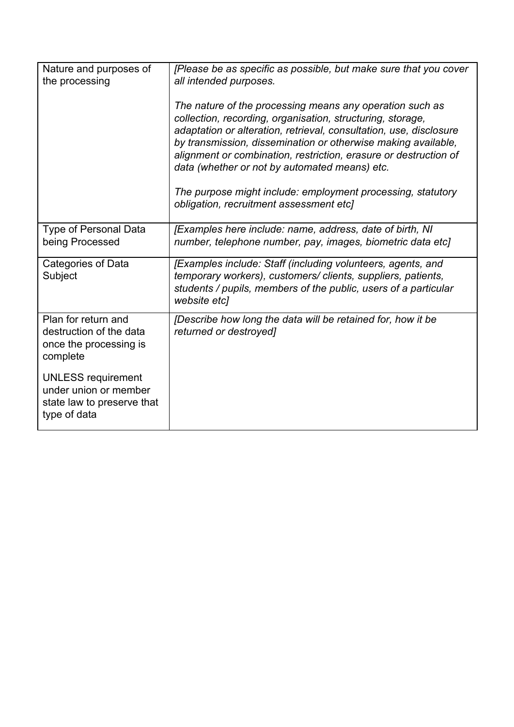| | |
|---|---|
| Nature and purposes of the processing | *[Please be as specific as possible, but make sure that you cover all intended purposes.*<br><br>*The nature of the processing means any operation such as collection, recording, organisation, structuring, storage, adaptation or alteration, retrieval, consultation, use, disclosure by transmission, dissemination or otherwise making available, alignment or combination, restriction, erasure or destruction of data (whether or not by automated means) etc.*<br><br>*The purpose might include: employment processing, statutory obligation, recruitment assessment etc]* |
| Type of Personal Data being Processed | *[Examples here include: name, address, date of birth, NI number, telephone number, pay, images, biometric data etc]* |
| Categories of Data Subject | *[Examples include: Staff (including volunteers, agents, and temporary workers), customers/ clients, suppliers, patients, students / pupils, members of the public, users of a particular website etc]* |
| Plan for return and destruction of the data once the processing is complete<br><br>UNLESS requirement under union or member state law to preserve that type of data | *[Describe how long the data will be retained for, how it be returned or destroyed]* |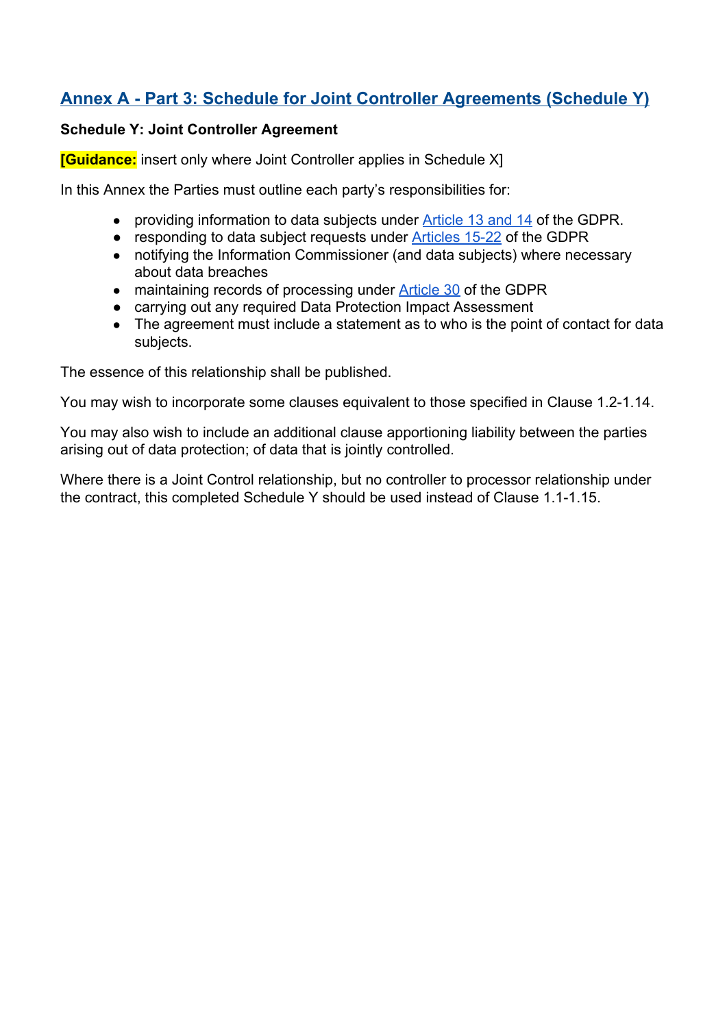## Annex A - Part 3: Schedule for Joint Controller Agreements (Schedule Y)

**Schedule Y: Joint Controller Agreement**

**[Guidance:** insert only where Joint Controller applies in Schedule X]

In this Annex the Parties must outline each party's responsibilities for:

- providing information to data subjects under Article 13 and 14 of the GDPR.
- responding to data subject requests under Articles 15-22 of the GDPR
- notifying the Information Commissioner (and data subjects) where necessary about data breaches
- maintaining records of processing under Article 30 of the GDPR
- carrying out any required Data Protection Impact Assessment
- The agreement must include a statement as to who is the point of contact for data subjects.

The essence of this relationship shall be published.

You may wish to incorporate some clauses equivalent to those specified in Clause 1.2-1.14.

You may also wish to include an additional clause apportioning liability between the parties arising out of data protection; of data that is jointly controlled.

Where there is a Joint Control relationship, but no controller to processor relationship under the contract, this completed Schedule Y should be used instead of Clause 1.1-1.15.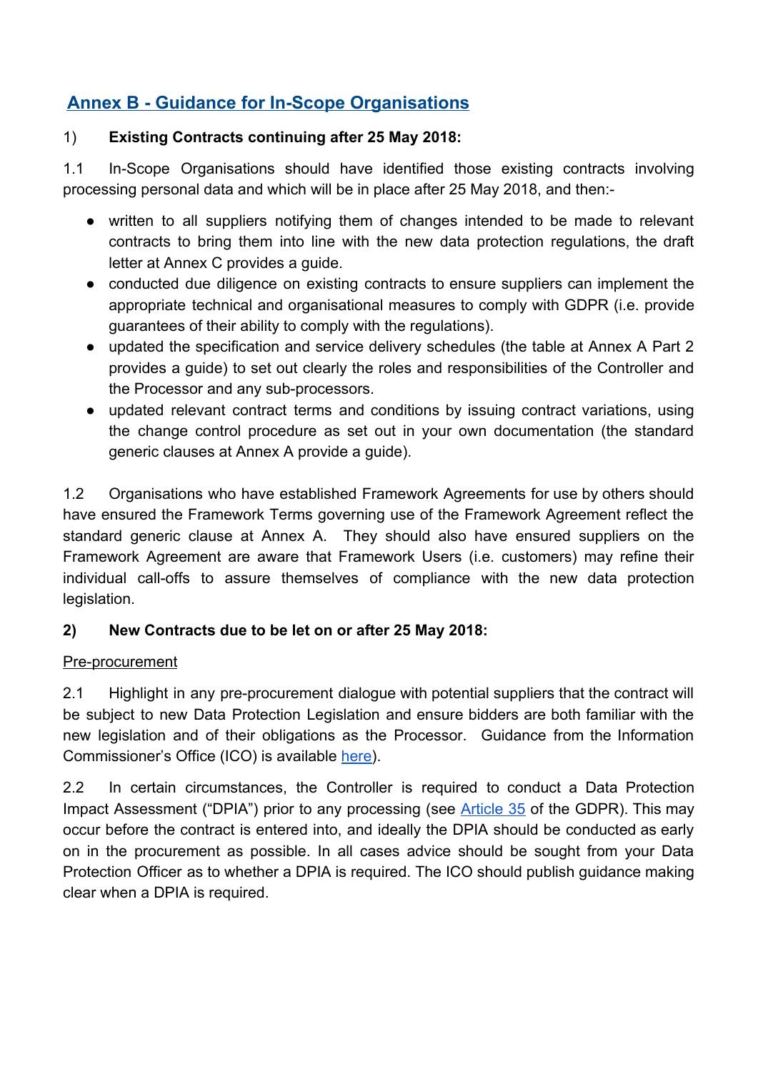## Annex B - Guidance for In-Scope Organisations

1) **Existing Contracts continuing after 25 May 2018:**

1.1 In-Scope Organisations should have identified those existing contracts involving processing personal data and which will be in place after 25 May 2018, and then:-

- written to all suppliers notifying them of changes intended to be made to relevant contracts to bring them into line with the new data protection regulations, the draft letter at Annex C provides a guide.
- conducted due diligence on existing contracts to ensure suppliers can implement the appropriate technical and organisational measures to comply with GDPR (i.e. provide guarantees of their ability to comply with the regulations).
- updated the specification and service delivery schedules (the table at Annex A Part 2 provides a guide) to set out clearly the roles and responsibilities of the Controller and the Processor and any sub-processors.
- updated relevant contract terms and conditions by issuing contract variations, using the change control procedure as set out in your own documentation (the standard generic clauses at Annex A provide a guide).

1.2 Organisations who have established Framework Agreements for use by others should have ensured the Framework Terms governing use of the Framework Agreement reflect the standard generic clause at Annex A. They should also have ensured suppliers on the Framework Agreement are aware that Framework Users (i.e. customers) may refine their individual call-offs to assure themselves of compliance with the new data protection legislation.

**2) New Contracts due to be let on or after 25 May 2018:**

Pre-procurement

2.1 Highlight in any pre-procurement dialogue with potential suppliers that the contract will be subject to new Data Protection Legislation and ensure bidders are both familiar with the new legislation and of their obligations as the Processor. Guidance from the Information Commissioner's Office (ICO) is available here).

2.2 In certain circumstances, the Controller is required to conduct a Data Protection Impact Assessment ("DPIA") prior to any processing (see Article 35 of the GDPR). This may occur before the contract is entered into, and ideally the DPIA should be conducted as early on in the procurement as possible. In all cases advice should be sought from your Data Protection Officer as to whether a DPIA is required. The ICO should publish guidance making clear when a DPIA is required.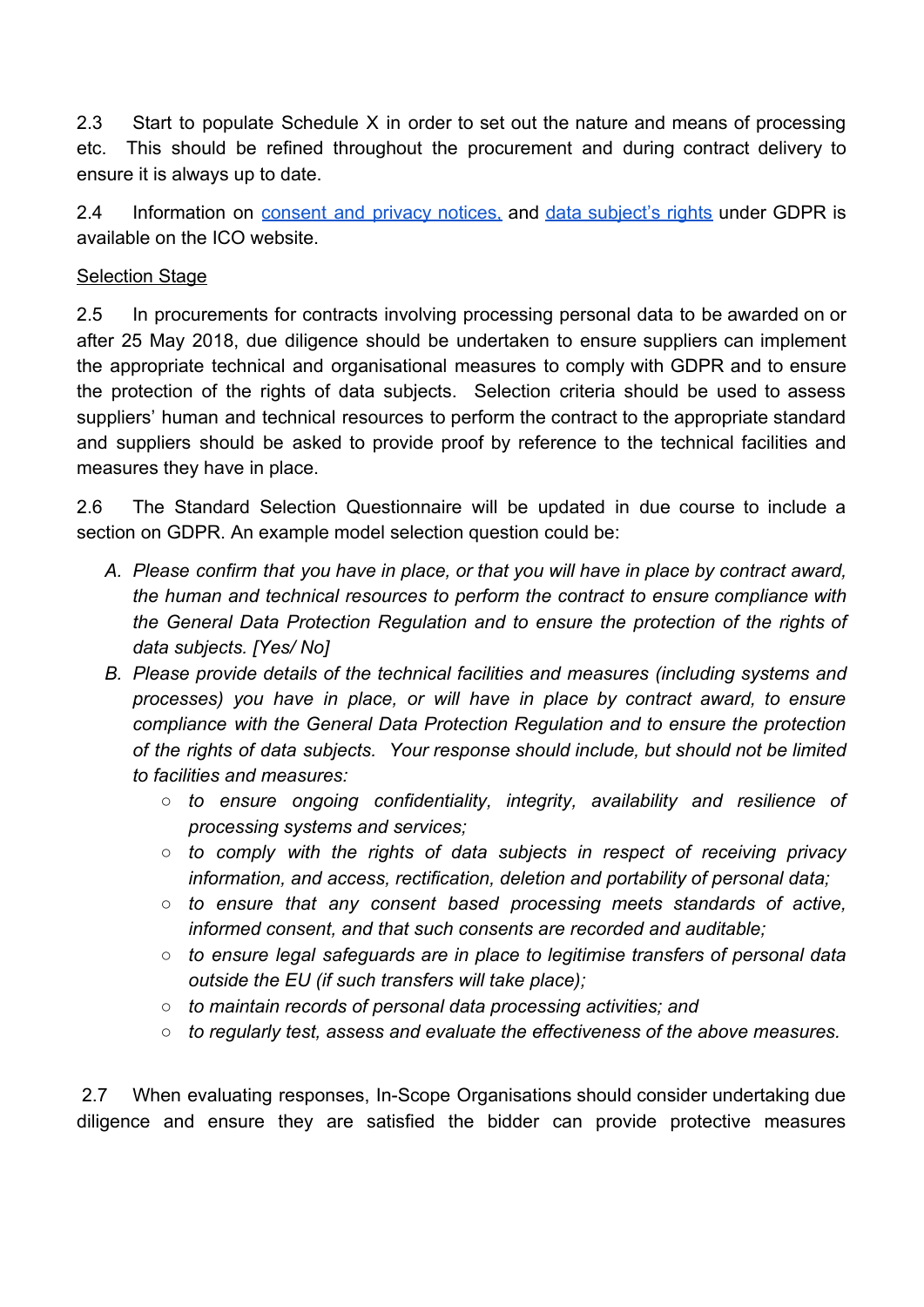2.3 Start to populate Schedule X in order to set out the nature and means of processing etc. This should be refined throughout the procurement and during contract delivery to ensure it is always up to date.

2.4 Information on consent and privacy notices, and data subject's rights under GDPR is available on the ICO website.

Selection Stage

2.5 In procurements for contracts involving processing personal data to be awarded on or after 25 May 2018, due diligence should be undertaken to ensure suppliers can implement the appropriate technical and organisational measures to comply with GDPR and to ensure the protection of the rights of data subjects. Selection criteria should be used to assess suppliers' human and technical resources to perform the contract to the appropriate standard and suppliers should be asked to provide proof by reference to the technical facilities and measures they have in place.

2.6 The Standard Selection Questionnaire will be updated in due course to include a section on GDPR. An example model selection question could be:

A. *Please confirm that you have in place, or that you will have in place by contract award, the human and technical resources to perform the contract to ensure compliance with the General Data Protection Regulation and to ensure the protection of the rights of data subjects. [Yes/ No]*
B. *Please provide details of the technical facilities and measures (including systems and processes) you have in place, or will have in place by contract award, to ensure compliance with the General Data Protection Regulation and to ensure the protection of the rights of data subjects. Your response should include, but should not be limited to facilities and measures:*
    - *to ensure ongoing confidentiality, integrity, availability and resilience of processing systems and services;*
    - *to comply with the rights of data subjects in respect of receiving privacy information, and access, rectification, deletion and portability of personal data;*
    - *to ensure that any consent based processing meets standards of active, informed consent, and that such consents are recorded and auditable;*
    - *to ensure legal safeguards are in place to legitimise transfers of personal data outside the EU (if such transfers will take place);*
    - *to maintain records of personal data processing activities; and*
    - *to regularly test, assess and evaluate the effectiveness of the above measures.*

2.7 When evaluating responses, In-Scope Organisations should consider undertaking due diligence and ensure they are satisfied the bidder can provide protective measures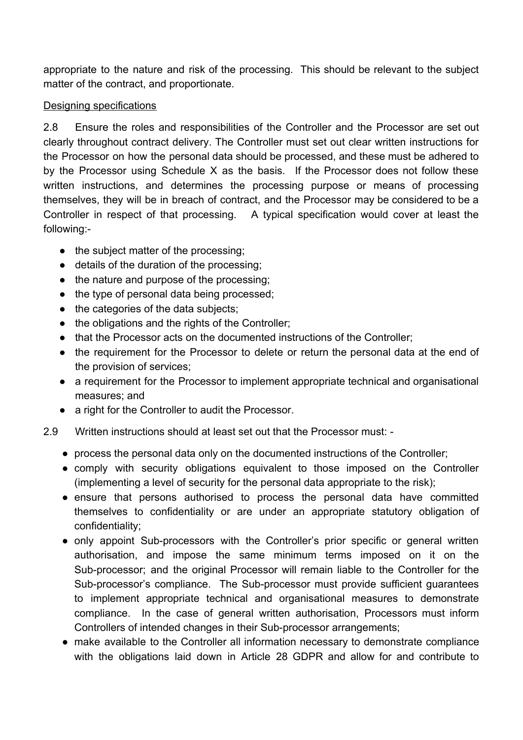appropriate to the nature and risk of the processing. This should be relevant to the subject matter of the contract, and proportionate.

Designing specifications

2.8 Ensure the roles and responsibilities of the Controller and the Processor are set out clearly throughout contract delivery. The Controller must set out clear written instructions for the Processor on how the personal data should be processed, and these must be adhered to by the Processor using Schedule X as the basis. If the Processor does not follow these written instructions, and determines the processing purpose or means of processing themselves, they will be in breach of contract, and the Processor may be considered to be a Controller in respect of that processing. A typical specification would cover at least the following:-

- the subject matter of the processing;
- details of the duration of the processing;
- the nature and purpose of the processing;
- the type of personal data being processed;
- the categories of the data subjects;
- the obligations and the rights of the Controller;
- that the Processor acts on the documented instructions of the Controller;
- the requirement for the Processor to delete or return the personal data at the end of the provision of services;
- a requirement for the Processor to implement appropriate technical and organisational measures; and
- a right for the Controller to audit the Processor.

2.9 Written instructions should at least set out that the Processor must: -

- process the personal data only on the documented instructions of the Controller;
- comply with security obligations equivalent to those imposed on the Controller (implementing a level of security for the personal data appropriate to the risk);
- ensure that persons authorised to process the personal data have committed themselves to confidentiality or are under an appropriate statutory obligation of confidentiality;
- only appoint Sub-processors with the Controller's prior specific or general written authorisation, and impose the same minimum terms imposed on it on the Sub-processor; and the original Processor will remain liable to the Controller for the Sub-processor's compliance. The Sub-processor must provide sufficient guarantees to implement appropriate technical and organisational measures to demonstrate compliance. In the case of general written authorisation, Processors must inform Controllers of intended changes in their Sub-processor arrangements;
- make available to the Controller all information necessary to demonstrate compliance with the obligations laid down in Article 28 GDPR and allow for and contribute to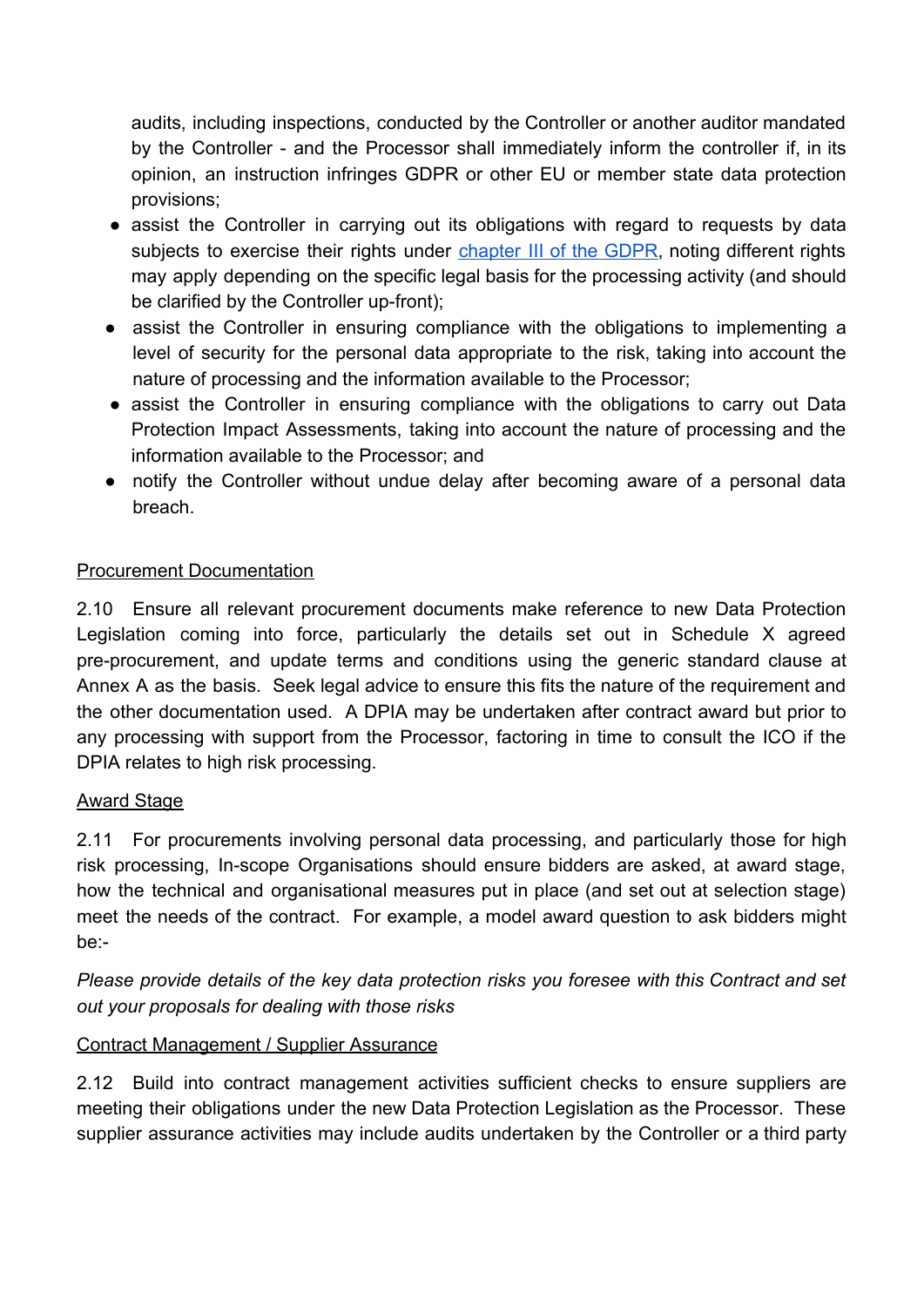audits, including inspections, conducted by the Controller or another auditor mandated by the Controller - and the Processor shall immediately inform the controller if, in its opinion, an instruction infringes GDPR or other EU or member state data protection provisions;

- assist the Controller in carrying out its obligations with regard to requests by data subjects to exercise their rights under [chapter III of the GDPR](), noting different rights may apply depending on the specific legal basis for the processing activity (and should be clarified by the Controller up-front);
- assist the Controller in ensuring compliance with the obligations to implementing a level of security for the personal data appropriate to the risk, taking into account the nature of processing and the information available to the Processor;
- assist the Controller in ensuring compliance with the obligations to carry out Data Protection Impact Assessments, taking into account the nature of processing and the information available to the Processor; and
- notify the Controller without undue delay after becoming aware of a personal data breach.

<u>Procurement Documentation</u>

2.10 Ensure all relevant procurement documents make reference to new Data Protection Legislation coming into force, particularly the details set out in Schedule X agreed pre-procurement, and update terms and conditions using the generic standard clause at Annex A as the basis. Seek legal advice to ensure this fits the nature of the requirement and the other documentation used. A DPIA may be undertaken after contract award but prior to any processing with support from the Processor, factoring in time to consult the ICO if the DPIA relates to high risk processing.

<u>Award Stage</u>

2.11 For procurements involving personal data processing, and particularly those for high risk processing, In-scope Organisations should ensure bidders are asked, at award stage, how the technical and organisational measures put in place (and set out at selection stage) meet the needs of the contract. For example, a model award question to ask bidders might be:-

*Please provide details of the key data protection risks you foresee with this Contract and set out your proposals for dealing with those risks*

<u>Contract Management / Supplier Assurance</u>

2.12 Build into contract management activities sufficient checks to ensure suppliers are meeting their obligations under the new Data Protection Legislation as the Processor. These supplier assurance activities may include audits undertaken by the Controller or a third party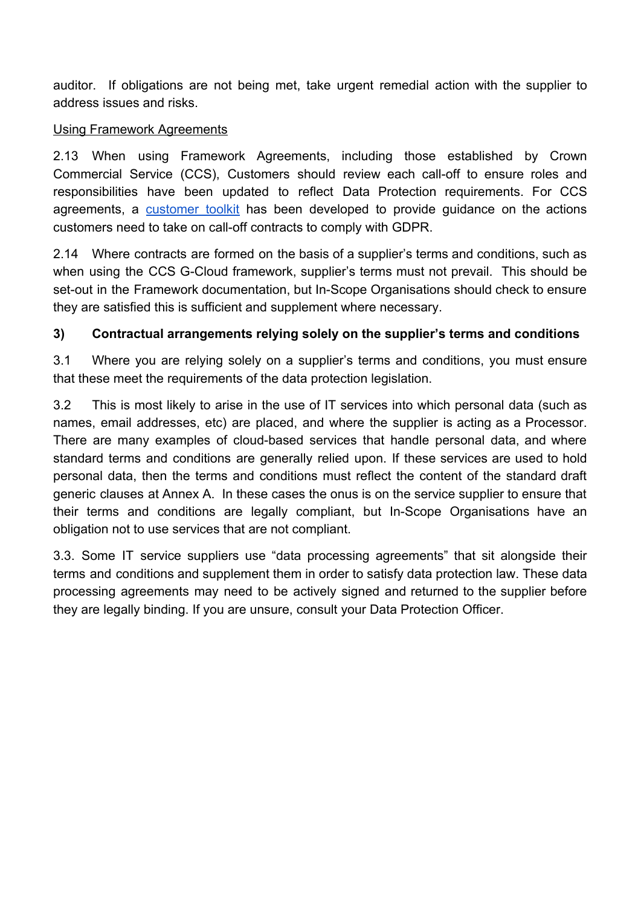auditor. If obligations are not being met, take urgent remedial action with the supplier to address issues and risks.

Using Framework Agreements

2.13 When using Framework Agreements, including those established by Crown Commercial Service (CCS), Customers should review each call-off to ensure roles and responsibilities have been updated to reflect Data Protection requirements. For CCS agreements, a customer toolkit has been developed to provide guidance on the actions customers need to take on call-off contracts to comply with GDPR.

2.14 Where contracts are formed on the basis of a supplier's terms and conditions, such as when using the CCS G-Cloud framework, supplier's terms must not prevail. This should be set-out in the Framework documentation, but In-Scope Organisations should check to ensure they are satisfied this is sufficient and supplement where necessary.

### 3) Contractual arrangements relying solely on the supplier's terms and conditions

3.1 Where you are relying solely on a supplier's terms and conditions, you must ensure that these meet the requirements of the data protection legislation.

3.2 This is most likely to arise in the use of IT services into which personal data (such as names, email addresses, etc) are placed, and where the supplier is acting as a Processor. There are many examples of cloud-based services that handle personal data, and where standard terms and conditions are generally relied upon. If these services are used to hold personal data, then the terms and conditions must reflect the content of the standard draft generic clauses at Annex A. In these cases the onus is on the service supplier to ensure that their terms and conditions are legally compliant, but In-Scope Organisations have an obligation not to use services that are not compliant.

3.3. Some IT service suppliers use "data processing agreements" that sit alongside their terms and conditions and supplement them in order to satisfy data protection law. These data processing agreements may need to be actively signed and returned to the supplier before they are legally binding. If you are unsure, consult your Data Protection Officer.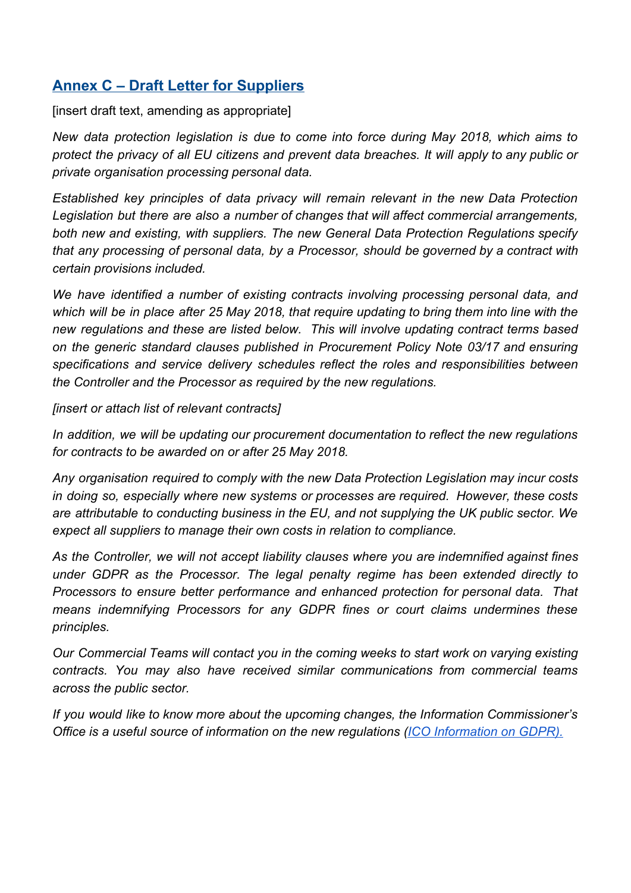## Annex C – Draft Letter for Suppliers

[insert draft text, amending as appropriate]

*New data protection legislation is due to come into force during May 2018, which aims to protect the privacy of all EU citizens and prevent data breaches. It will apply to any public or private organisation processing personal data.*

*Established key principles of data privacy will remain relevant in the new Data Protection Legislation but there are also a number of changes that will affect commercial arrangements, both new and existing, with suppliers. The new General Data Protection Regulations specify that any processing of personal data, by a Processor, should be governed by a contract with certain provisions included.*

*We have identified a number of existing contracts involving processing personal data, and which will be in place after 25 May 2018, that require updating to bring them into line with the new regulations and these are listed below. This will involve updating contract terms based on the generic standard clauses published in Procurement Policy Note 03/17 and ensuring specifications and service delivery schedules reflect the roles and responsibilities between the Controller and the Processor as required by the new regulations.*

*[insert or attach list of relevant contracts]*

*In addition, we will be updating our procurement documentation to reflect the new regulations for contracts to be awarded on or after 25 May 2018.*

*Any organisation required to comply with the new Data Protection Legislation may incur costs in doing so, especially where new systems or processes are required. However, these costs are attributable to conducting business in the EU, and not supplying the UK public sector. We expect all suppliers to manage their own costs in relation to compliance.*

*As the Controller, we will not accept liability clauses where you are indemnified against fines under GDPR as the Processor. The legal penalty regime has been extended directly to Processors to ensure better performance and enhanced protection for personal data. That means indemnifying Processors for any GDPR fines or court claims undermines these principles.*

*Our Commercial Teams will contact you in the coming weeks to start work on varying existing contracts. You may also have received similar communications from commercial teams across the public sector.*

*If you would like to know more about the upcoming changes, the Information Commissioner's Office is a useful source of information on the new regulations (ICO Information on GDPR).*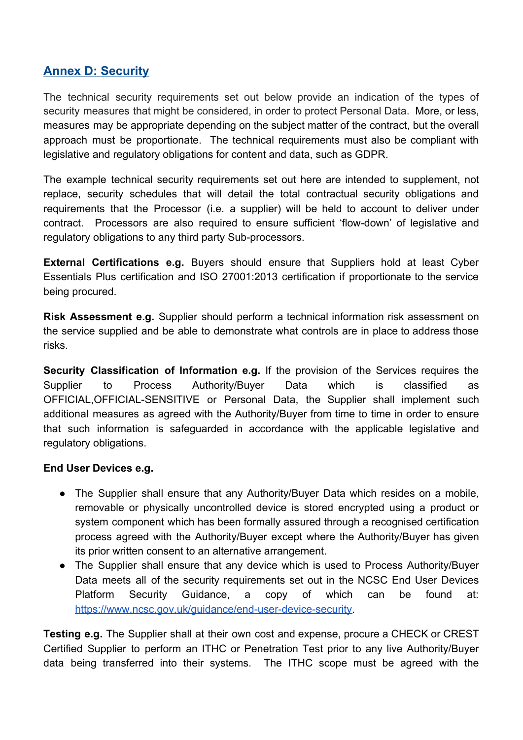## [Annex D: Security]()

The technical security requirements set out below provide an indication of the types of security measures that might be considered, in order to protect Personal Data. More, or less, measures may be appropriate depending on the subject matter of the contract, but the overall approach must be proportionate. The technical requirements must also be compliant with legislative and regulatory obligations for content and data, such as GDPR.

The example technical security requirements set out here are intended to supplement, not replace, security schedules that will detail the total contractual security obligations and requirements that the Processor (i.e. a supplier) will be held to account to deliver under contract. Processors are also required to ensure sufficient 'flow-down' of legislative and regulatory obligations to any third party Sub-processors.

**External Certifications e.g.** Buyers should ensure that Suppliers hold at least Cyber Essentials Plus certification and ISO 27001:2013 certification if proportionate to the service being procured.

**Risk Assessment e.g.** Supplier should perform a technical information risk assessment on the service supplied and be able to demonstrate what controls are in place to address those risks.

**Security Classification of Information e.g.** If the provision of the Services requires the Supplier to Process Authority/Buyer Data which is classified as OFFICIAL,OFFICIAL-SENSITIVE or Personal Data, the Supplier shall implement such additional measures as agreed with the Authority/Buyer from time to time in order to ensure that such information is safeguarded in accordance with the applicable legislative and regulatory obligations.

**End User Devices e.g.**

- The Supplier shall ensure that any Authority/Buyer Data which resides on a mobile, removable or physically uncontrolled device is stored encrypted using a product or system component which has been formally assured through a recognised certification process agreed with the Authority/Buyer except where the Authority/Buyer has given its prior written consent to an alternative arrangement.
- The Supplier shall ensure that any device which is used to Process Authority/Buyer Data meets all of the security requirements set out in the NCSC End User Devices Platform Security Guidance, a copy of which can be found at: [https://www.ncsc.gov.uk/guidance/end-user-device-security](https://www.ncsc.gov.uk/guidance/end-user-device-security).

**Testing e.g.** The Supplier shall at their own cost and expense, procure a CHECK or CREST Certified Supplier to perform an ITHC or Penetration Test prior to any live Authority/Buyer data being transferred into their systems. The ITHC scope must be agreed with the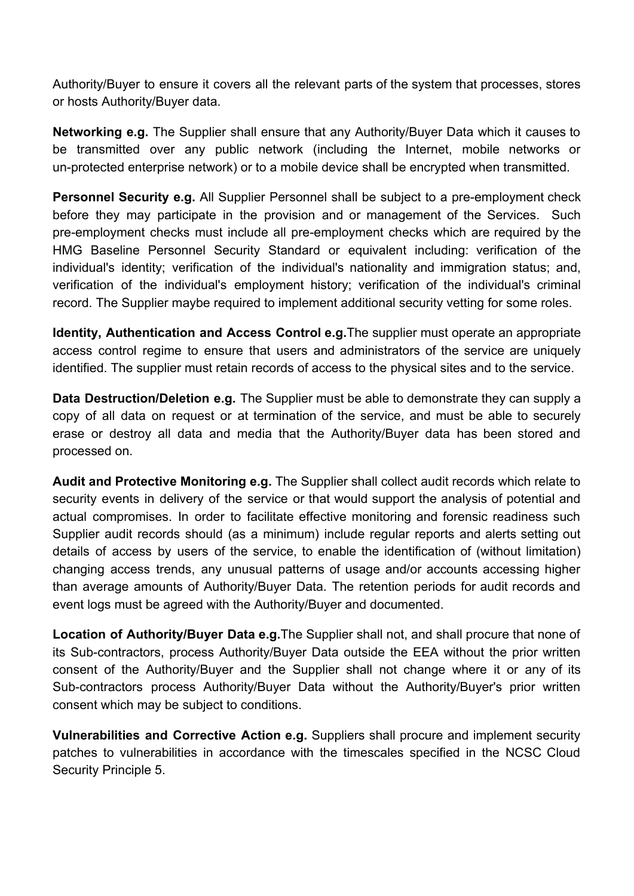Authority/Buyer to ensure it covers all the relevant parts of the system that processes, stores or hosts Authority/Buyer data.

**Networking e.g.** The Supplier shall ensure that any Authority/Buyer Data which it causes to be transmitted over any public network (including the Internet, mobile networks or un-protected enterprise network) or to a mobile device shall be encrypted when transmitted.

**Personnel Security e.g.** All Supplier Personnel shall be subject to a pre-employment check before they may participate in the provision and or management of the Services. Such pre-employment checks must include all pre-employment checks which are required by the HMG Baseline Personnel Security Standard or equivalent including: verification of the individual's identity; verification of the individual's nationality and immigration status; and, verification of the individual's employment history; verification of the individual's criminal record. The Supplier maybe required to implement additional security vetting for some roles.

**Identity, Authentication and Access Control e.g.**The supplier must operate an appropriate access control regime to ensure that users and administrators of the service are uniquely identified. The supplier must retain records of access to the physical sites and to the service.

**Data Destruction/Deletion e.g.** The Supplier must be able to demonstrate they can supply a copy of all data on request or at termination of the service, and must be able to securely erase or destroy all data and media that the Authority/Buyer data has been stored and processed on.

**Audit and Protective Monitoring e.g.** The Supplier shall collect audit records which relate to security events in delivery of the service or that would support the analysis of potential and actual compromises. In order to facilitate effective monitoring and forensic readiness such Supplier audit records should (as a minimum) include regular reports and alerts setting out details of access by users of the service, to enable the identification of (without limitation) changing access trends, any unusual patterns of usage and/or accounts accessing higher than average amounts of Authority/Buyer Data. The retention periods for audit records and event logs must be agreed with the Authority/Buyer and documented.

**Location of Authority/Buyer Data e.g.**The Supplier shall not, and shall procure that none of its Sub-contractors, process Authority/Buyer Data outside the EEA without the prior written consent of the Authority/Buyer and the Supplier shall not change where it or any of its Sub-contractors process Authority/Buyer Data without the Authority/Buyer's prior written consent which may be subject to conditions.

**Vulnerabilities and Corrective Action e.g.** Suppliers shall procure and implement security patches to vulnerabilities in accordance with the timescales specified in the NCSC Cloud Security Principle 5.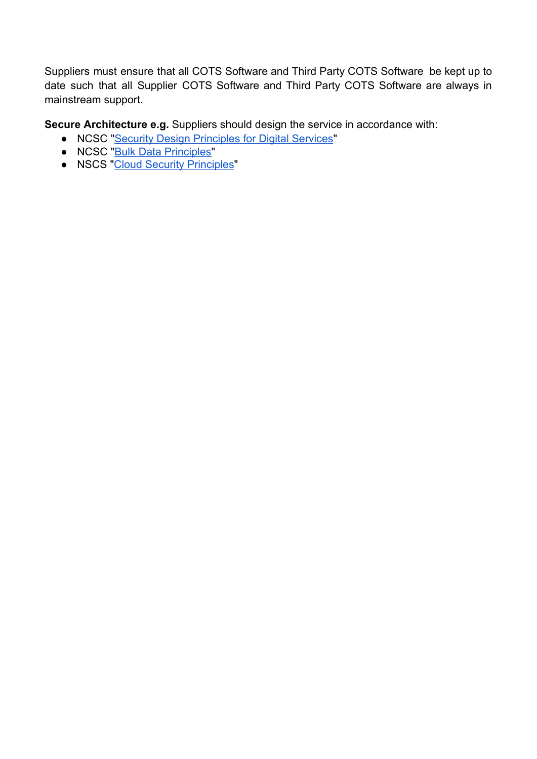Suppliers must ensure that all COTS Software and Third Party COTS Software be kept up to date such that all Supplier COTS Software and Third Party COTS Software are always in mainstream support.

**Secure Architecture e.g.** Suppliers should design the service in accordance with:

- NCSC "Security Design Principles for Digital Services"
- NCSC "Bulk Data Principles"
- NSCS "Cloud Security Principles"